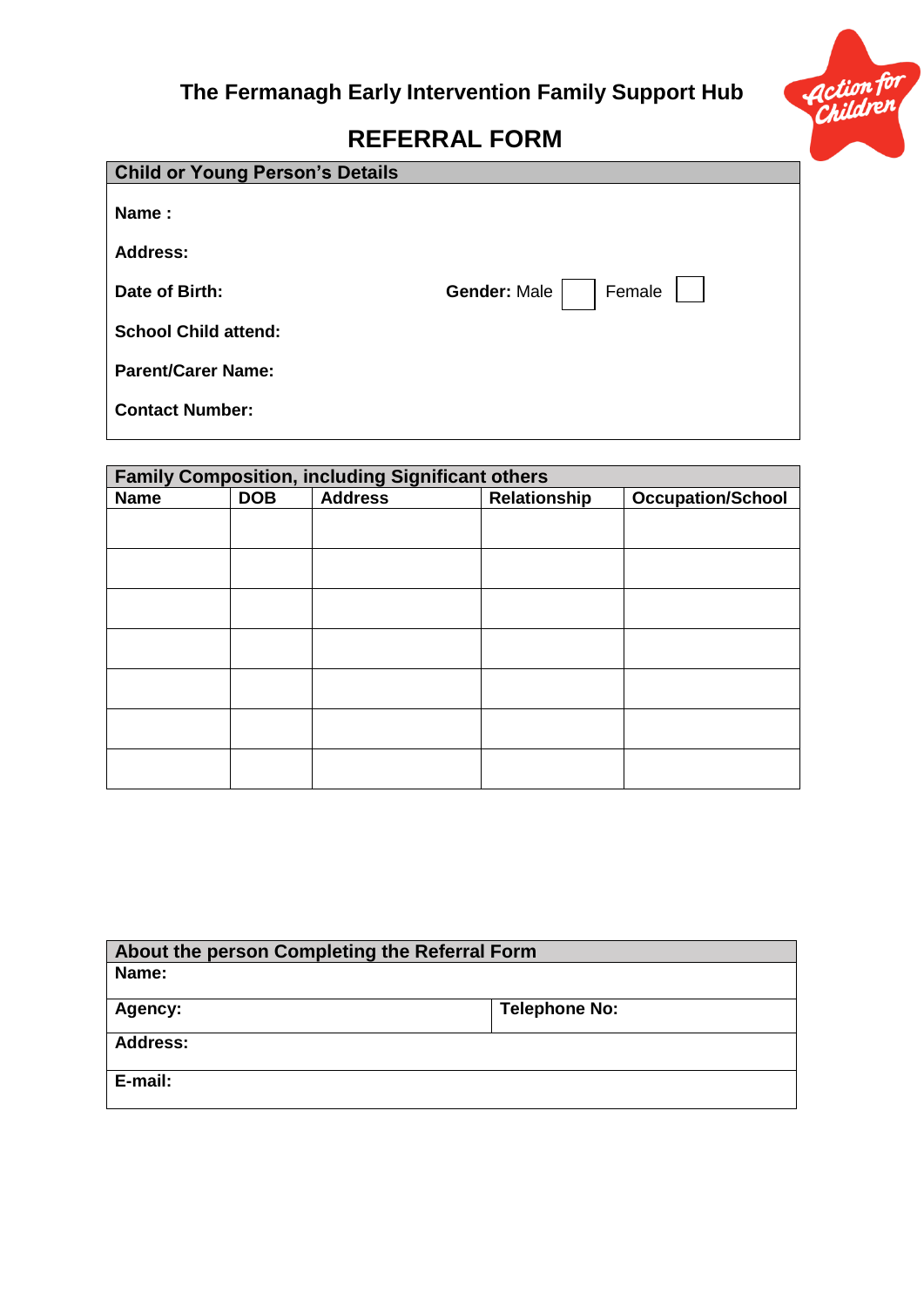## The Fermanagh Early Intervention Family Support Hub

# REFERRAL FORM

| Child or Young Person's Details |
|---|
| **Name :** |
| **Address:** |
| **Date of Birth:** **Gender:** Male ☐ Female ☐ |
| **School Child attend:** |
| **Parent/Carer Name:** |
| **Contact Number:** |

| Family Composition, including Significant others | | | | |
|---|---|---|---|---|
| **Name** | **DOB** | **Address** | **Relationship** | **Occupation/School** |
| | | | | |
| | | | | |
| | | | | |
| | | | | |
| | | | | |
| | | | | |
| | | | | |

| About the person Completing the Referral Form | |
|---|---|
| **Name:** | |
| **Agency:** | **Telephone No:** |
| **Address:** | |
| **E-mail:** | |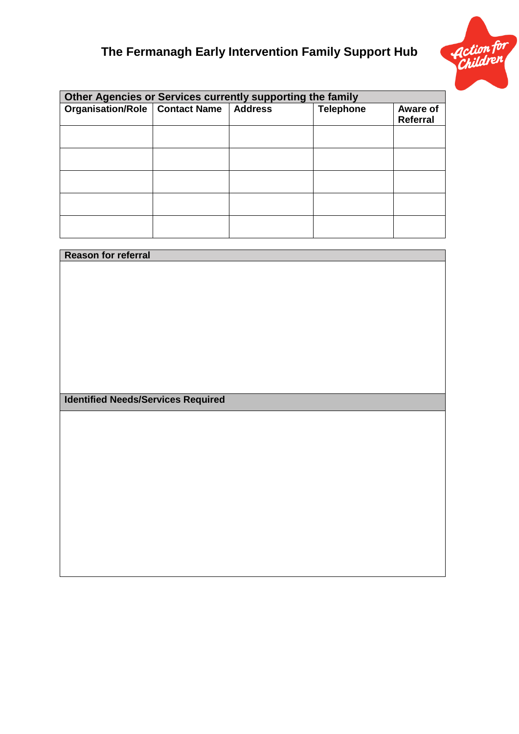# The Fermanagh Early Intervention Family Support Hub

| Other Agencies or Services currently supporting the family | | | | |
|---|---|---|---|---|
| **Organisation/Role** | **Contact Name** | **Address** | **Telephone** | **Aware of Referral** |
| | | | | |
| | | | | |
| | | | | |
| | | | | |
| | | | | |

| Reason for referral |
|---|
| |

| Identified Needs/Services Required |
|---|
| |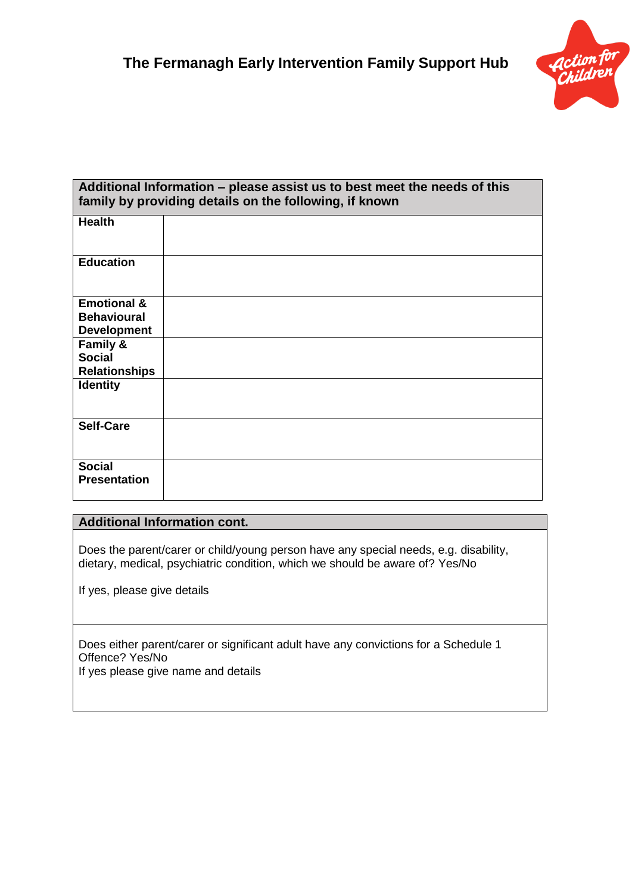# The Fermanagh Early Intervention Family Support Hub

| Additional Information – please assist us to best meet the needs of this family by providing details on the following, if known | |
|---|---|
| **Health** | |
| **Education** | |
| **Emotional & Behavioural Development** | |
| **Family & Social Relationships** | |
| **Identity** | |
| **Self-Care** | |
| **Social Presentation** | |

| Additional Information cont. |
|---|
| Does the parent/carer or child/young person have any special needs, e.g. disability, dietary, medical, psychiatric condition, which we should be aware of? Yes/No<br><br>If yes, please give details |
| Does either parent/carer or significant adult have any convictions for a Schedule 1 Offence? Yes/No<br>If yes please give name and details |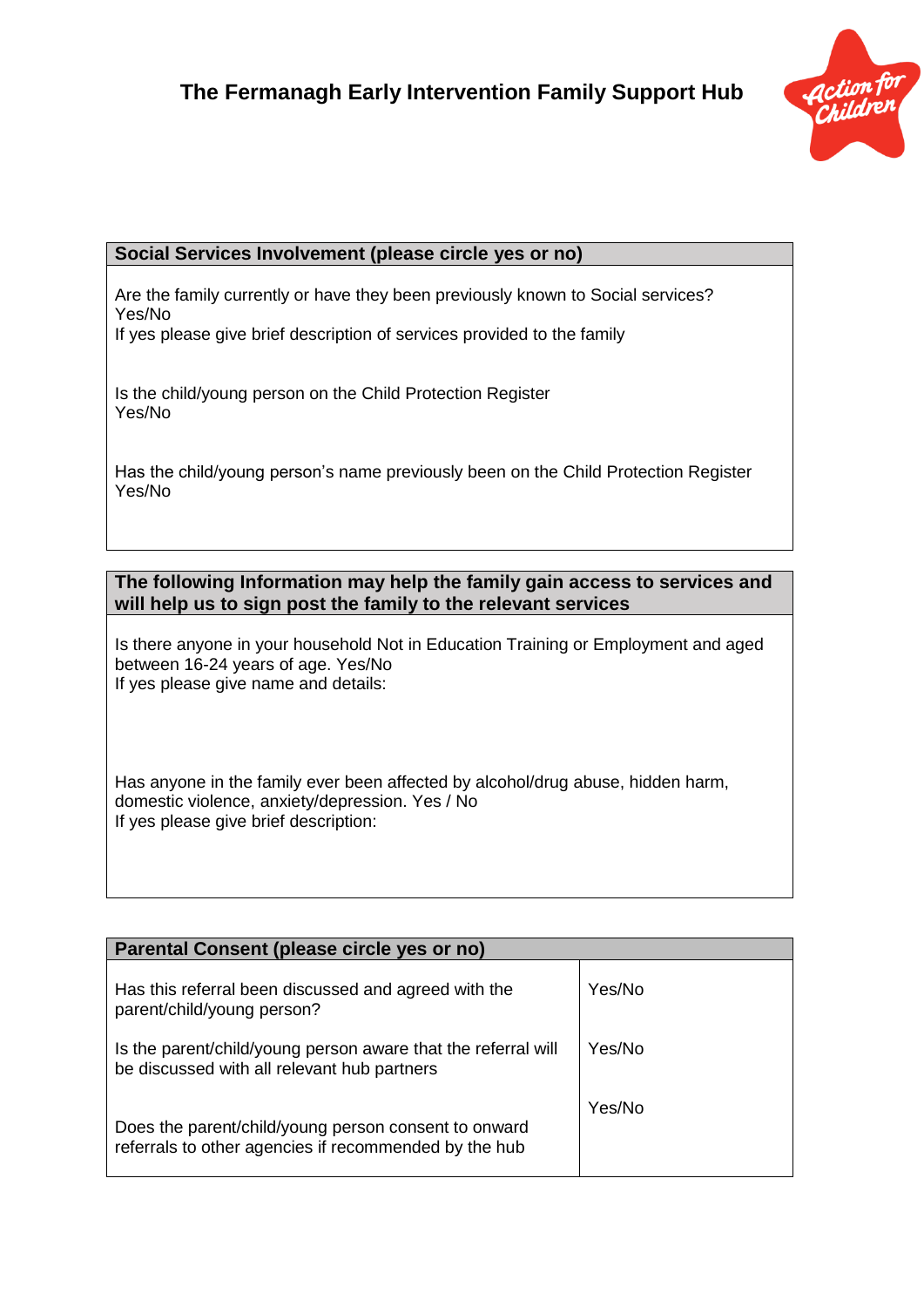# The Fermanagh Early Intervention Family Support Hub

| Social Services Involvement (please circle yes or no) |
|---|
| Are the family currently or have they been previously known to Social services? Yes/No<br>If yes please give brief description of services provided to the family<br><br>Is the child/young person on the Child Protection Register<br>Yes/No<br><br>Has the child/young person's name previously been on the Child Protection Register<br>Yes/No |

| The following Information may help the family gain access to services and will help us to sign post the family to the relevant services |
|---|
| Is there anyone in your household Not in Education Training or Employment and aged between 16-24 years of age. Yes/No<br>If yes please give name and details:<br><br>Has anyone in the family ever been affected by alcohol/drug abuse, hidden harm, domestic violence, anxiety/depression. Yes / No<br>If yes please give brief description: |

| Parental Consent (please circle yes or no) | |
|---|---|
| Has this referral been discussed and agreed with the parent/child/young person? | Yes/No |
| Is the parent/child/young person aware that the referral will be discussed with all relevant hub partners | Yes/No |
| Does the parent/child/young person consent to onward referrals to other agencies if recommended by the hub | Yes/No |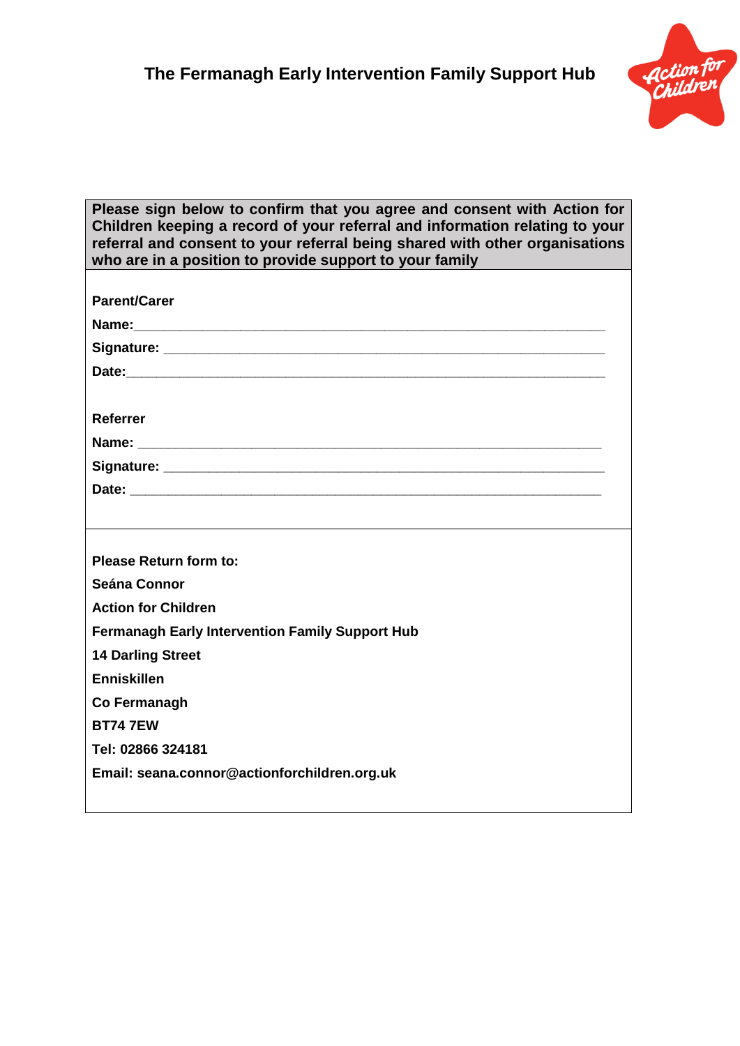# The Fermanagh Early Intervention Family Support Hub

**Please sign below to confirm that you agree and consent with Action for Children keeping a record of your referral and information relating to your referral and consent to your referral being shared with other organisations who are in a position to provide support to your family**

**Parent/Carer**

**Name:**\_\_\_\_\_\_\_\_\_\_\_\_\_\_\_\_\_\_\_\_\_\_\_\_\_\_\_\_\_\_\_\_\_\_\_\_\_\_\_\_\_\_\_\_\_\_\_\_

**Signature:** \_\_\_\_\_\_\_\_\_\_\_\_\_\_\_\_\_\_\_\_\_\_\_\_\_\_\_\_\_\_\_\_\_\_\_\_\_\_\_\_\_\_\_\_

**Date:**\_\_\_\_\_\_\_\_\_\_\_\_\_\_\_\_\_\_\_\_\_\_\_\_\_\_\_\_\_\_\_\_\_\_\_\_\_\_\_\_\_\_\_\_\_\_\_\_\_

**Referrer**

**Name:** \_\_\_\_\_\_\_\_\_\_\_\_\_\_\_\_\_\_\_\_\_\_\_\_\_\_\_\_\_\_\_\_\_\_\_\_\_\_\_\_\_\_\_\_\_\_\_\_

**Signature:** \_\_\_\_\_\_\_\_\_\_\_\_\_\_\_\_\_\_\_\_\_\_\_\_\_\_\_\_\_\_\_\_\_\_\_\_\_\_\_\_\_\_\_\_

**Date:** \_\_\_\_\_\_\_\_\_\_\_\_\_\_\_\_\_\_\_\_\_\_\_\_\_\_\_\_\_\_\_\_\_\_\_\_\_\_\_\_\_\_\_\_\_\_\_\_\_

**Please Return form to:**

**Seána Connor**

**Action for Children**

**Fermanagh Early Intervention Family Support Hub**

**14 Darling Street**

**Enniskillen**

**Co Fermanagh**

**BT74 7EW**

**Tel: 02866 324181**

**Email: seana.connor@actionforchildren.org.uk**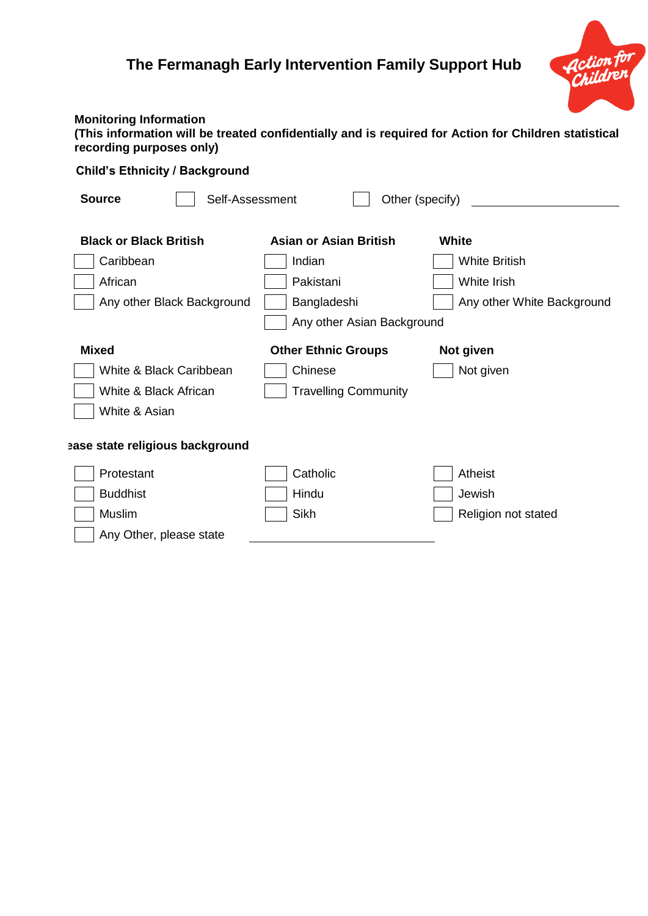# The Fermanagh Early Intervention Family Support Hub

**Monitoring Information**
**(This information will be treated confidentially and is required for Action for Children statistical recording purposes only)**

**Child's Ethnicity / Background**

**Source** ☐ Self-Assessment ☐ Other (specify) ____________________

| **Black or Black British** | **Asian or Asian British** | **White** |
|---|---|---|
| ☐ Caribbean | ☐ Indian | ☐ White British |
| ☐ African | ☐ Pakistani | ☐ White Irish |
| ☐ Any other Black Background | ☐ Bangladeshi | ☐ Any other White Background |
| | ☐ Any other Asian Background | |

| **Mixed** | **Other Ethnic Groups** | **Not given** |
|---|---|---|
| ☐ White & Black Caribbean | ☐ Chinese | ☐ Not given |
| ☐ White & Black African | ☐ Travelling Community | |
| ☐ White & Asian | | |

**ease state religious background**

| | | |
|---|---|---|
| ☐ Protestant | ☐ Catholic | ☐ Atheist |
| ☐ Buddhist | ☐ Hindu | ☐ Jewish |
| ☐ Muslim | ☐ Sikh | ☐ Religion not stated |

☐ Any Other, please state ____________________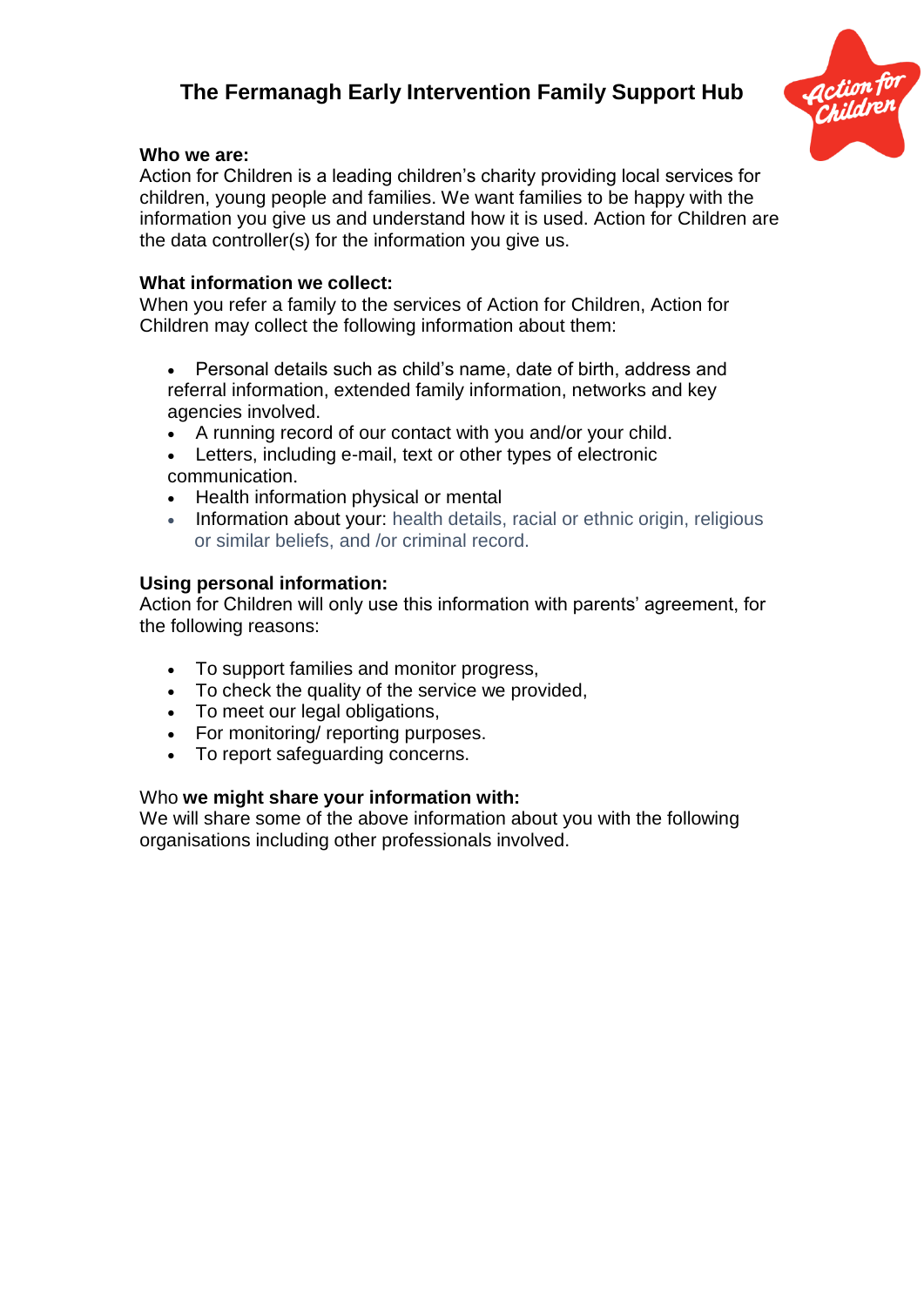# The Fermanagh Early Intervention Family Support Hub

**Who we are:**
Action for Children is a leading children's charity providing local services for children, young people and families. We want families to be happy with the information you give us and understand how it is used. Action for Children are the data controller(s) for the information you give us.

**What information we collect:**
When you refer a family to the services of Action for Children, Action for Children may collect the following information about them:

- Personal details such as child's name, date of birth, address and referral information, extended family information, networks and key agencies involved.
- A running record of our contact with you and/or your child.
- Letters, including e-mail, text or other types of electronic communication.
- Health information physical or mental
- Information about your: health details, racial or ethnic origin, religious or similar beliefs, and /or criminal record.

**Using personal information:**
Action for Children will only use this information with parents' agreement, for the following reasons:

- To support families and monitor progress,
- To check the quality of the service we provided,
- To meet our legal obligations,
- For monitoring/ reporting purposes.
- To report safeguarding concerns.

Who **we might share your information with:**
We will share some of the above information about you with the following organisations including other professionals involved.